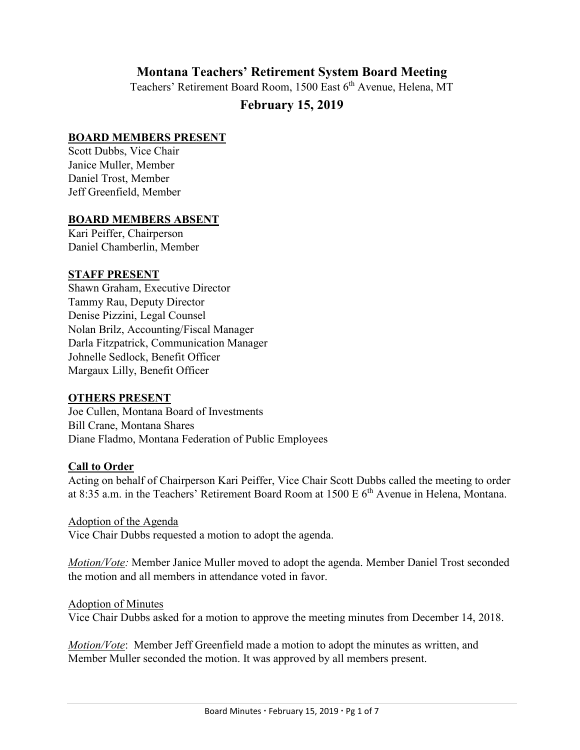# Montana Teachers' Retirement System Board Meeting

Teachers' Retirement Board Room, 1500 East 6th Avenue, Helena, MT

## February 15, 2019

**BOARD MEMBERS PRESENT**

Scott Dubbs, Vice Chair
Janice Muller, Member
Daniel Trost, Member
Jeff Greenfield, Member

**BOARD MEMBERS ABSENT**

Kari Peiffer, Chairperson
Daniel Chamberlin, Member

**STAFF PRESENT**

Shawn Graham, Executive Director
Tammy Rau, Deputy Director
Denise Pizzini, Legal Counsel
Nolan Brilz, Accounting/Fiscal Manager
Darla Fitzpatrick, Communication Manager
Johnelle Sedlock, Benefit Officer
Margaux Lilly, Benefit Officer

**OTHERS PRESENT**

Joe Cullen, Montana Board of Investments
Bill Crane, Montana Shares
Diane Fladmo, Montana Federation of Public Employees

**Call to Order**

Acting on behalf of Chairperson Kari Peiffer, Vice Chair Scott Dubbs called the meeting to order at 8:35 a.m. in the Teachers' Retirement Board Room at 1500 E 6th Avenue in Helena, Montana.

Adoption of the Agenda

Vice Chair Dubbs requested a motion to adopt the agenda.

*Motion/Vote:* Member Janice Muller moved to adopt the agenda. Member Daniel Trost seconded the motion and all members in attendance voted in favor.

Adoption of Minutes

Vice Chair Dubbs asked for a motion to approve the meeting minutes from December 14, 2018.

*Motion/Vote*: Member Jeff Greenfield made a motion to adopt the minutes as written, and Member Muller seconded the motion. It was approved by all members present.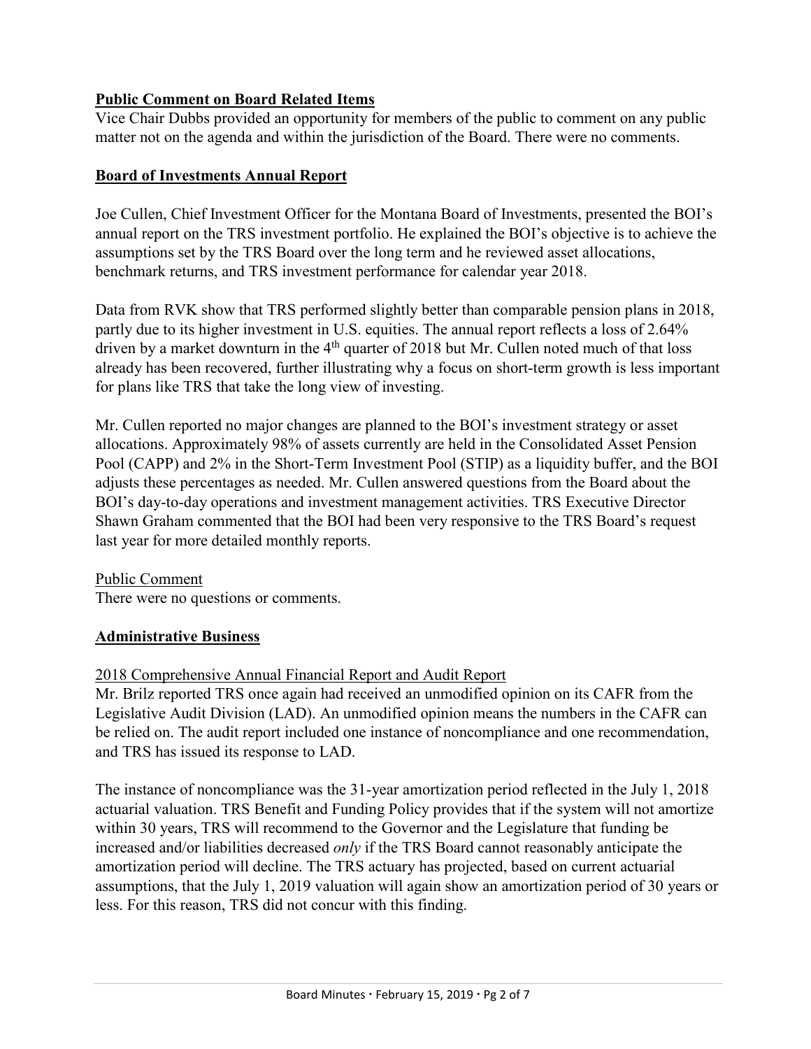## Public Comment on Board Related Items

Vice Chair Dubbs provided an opportunity for members of the public to comment on any public matter not on the agenda and within the jurisdiction of the Board. There were no comments.

## Board of Investments Annual Report

Joe Cullen, Chief Investment Officer for the Montana Board of Investments, presented the BOI's annual report on the TRS investment portfolio. He explained the BOI's objective is to achieve the assumptions set by the TRS Board over the long term and he reviewed asset allocations, benchmark returns, and TRS investment performance for calendar year 2018.

Data from RVK show that TRS performed slightly better than comparable pension plans in 2018, partly due to its higher investment in U.S. equities. The annual report reflects a loss of 2.64% driven by a market downturn in the 4th quarter of 2018 but Mr. Cullen noted much of that loss already has been recovered, further illustrating why a focus on short-term growth is less important for plans like TRS that take the long view of investing.

Mr. Cullen reported no major changes are planned to the BOI's investment strategy or asset allocations. Approximately 98% of assets currently are held in the Consolidated Asset Pension Pool (CAPP) and 2% in the Short-Term Investment Pool (STIP) as a liquidity buffer, and the BOI adjusts these percentages as needed. Mr. Cullen answered questions from the Board about the BOI's day-to-day operations and investment management activities. TRS Executive Director Shawn Graham commented that the BOI had been very responsive to the TRS Board's request last year for more detailed monthly reports.

Public Comment

There were no questions or comments.

## Administrative Business

2018 Comprehensive Annual Financial Report and Audit Report

Mr. Brilz reported TRS once again had received an unmodified opinion on its CAFR from the Legislative Audit Division (LAD). An unmodified opinion means the numbers in the CAFR can be relied on. The audit report included one instance of noncompliance and one recommendation, and TRS has issued its response to LAD.

The instance of noncompliance was the 31-year amortization period reflected in the July 1, 2018 actuarial valuation. TRS Benefit and Funding Policy provides that if the system will not amortize within 30 years, TRS will recommend to the Governor and the Legislature that funding be increased and/or liabilities decreased *only* if the TRS Board cannot reasonably anticipate the amortization period will decline. The TRS actuary has projected, based on current actuarial assumptions, that the July 1, 2019 valuation will again show an amortization period of 30 years or less. For this reason, TRS did not concur with this finding.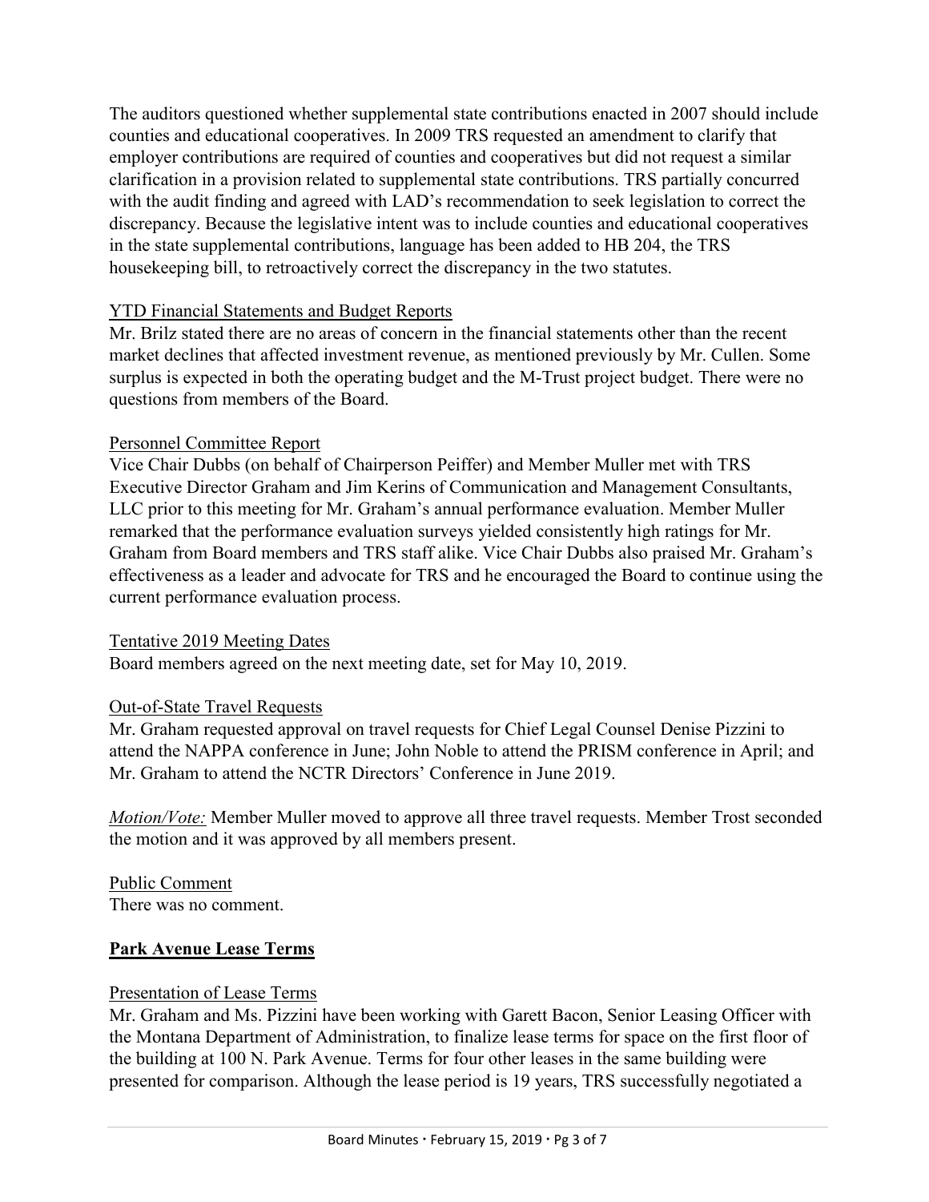The auditors questioned whether supplemental state contributions enacted in 2007 should include counties and educational cooperatives. In 2009 TRS requested an amendment to clarify that employer contributions are required of counties and cooperatives but did not request a similar clarification in a provision related to supplemental state contributions. TRS partially concurred with the audit finding and agreed with LAD's recommendation to seek legislation to correct the discrepancy. Because the legislative intent was to include counties and educational cooperatives in the state supplemental contributions, language has been added to HB 204, the TRS housekeeping bill, to retroactively correct the discrepancy in the two statutes.

YTD Financial Statements and Budget Reports

Mr. Brilz stated there are no areas of concern in the financial statements other than the recent market declines that affected investment revenue, as mentioned previously by Mr. Cullen. Some surplus is expected in both the operating budget and the M-Trust project budget. There were no questions from members of the Board.

Personnel Committee Report

Vice Chair Dubbs (on behalf of Chairperson Peiffer) and Member Muller met with TRS Executive Director Graham and Jim Kerins of Communication and Management Consultants, LLC prior to this meeting for Mr. Graham's annual performance evaluation. Member Muller remarked that the performance evaluation surveys yielded consistently high ratings for Mr. Graham from Board members and TRS staff alike. Vice Chair Dubbs also praised Mr. Graham's effectiveness as a leader and advocate for TRS and he encouraged the Board to continue using the current performance evaluation process.

Tentative 2019 Meeting Dates

Board members agreed on the next meeting date, set for May 10, 2019.

Out-of-State Travel Requests

Mr. Graham requested approval on travel requests for Chief Legal Counsel Denise Pizzini to attend the NAPPA conference in June; John Noble to attend the PRISM conference in April; and Mr. Graham to attend the NCTR Directors' Conference in June 2019.

*Motion/Vote:* Member Muller moved to approve all three travel requests. Member Trost seconded the motion and it was approved by all members present.

Public Comment

There was no comment.

## Park Avenue Lease Terms

Presentation of Lease Terms

Mr. Graham and Ms. Pizzini have been working with Garett Bacon, Senior Leasing Officer with the Montana Department of Administration, to finalize lease terms for space on the first floor of the building at 100 N. Park Avenue. Terms for four other leases in the same building were presented for comparison. Although the lease period is 19 years, TRS successfully negotiated a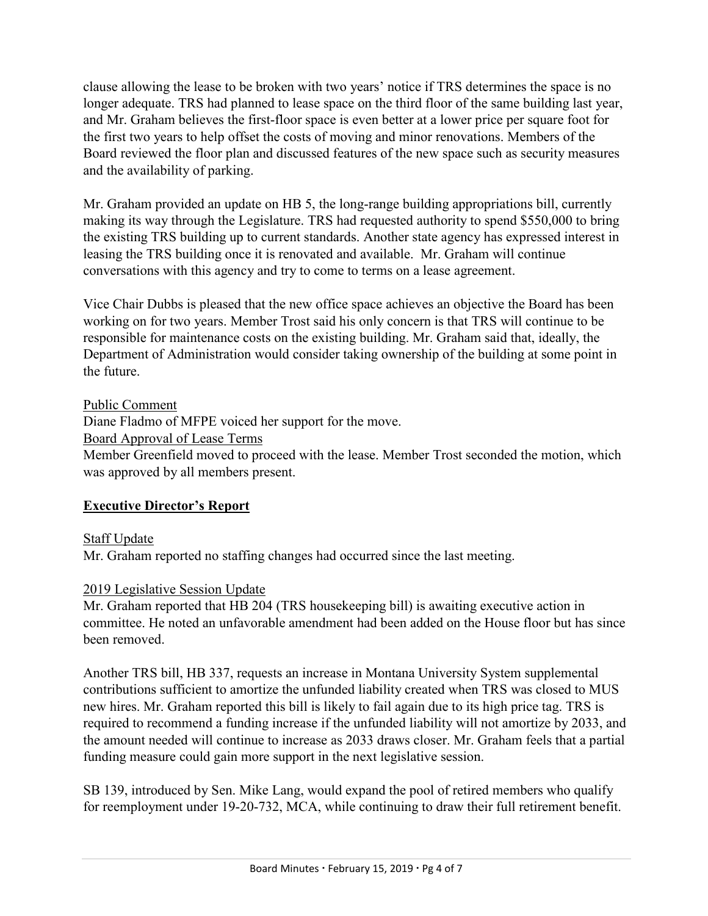clause allowing the lease to be broken with two years' notice if TRS determines the space is no longer adequate. TRS had planned to lease space on the third floor of the same building last year, and Mr. Graham believes the first-floor space is even better at a lower price per square foot for the first two years to help offset the costs of moving and minor renovations. Members of the Board reviewed the floor plan and discussed features of the new space such as security measures and the availability of parking.

Mr. Graham provided an update on HB 5, the long-range building appropriations bill, currently making its way through the Legislature. TRS had requested authority to spend $550,000 to bring the existing TRS building up to current standards. Another state agency has expressed interest in leasing the TRS building once it is renovated and available. Mr. Graham will continue conversations with this agency and try to come to terms on a lease agreement.

Vice Chair Dubbs is pleased that the new office space achieves an objective the Board has been working on for two years. Member Trost said his only concern is that TRS will continue to be responsible for maintenance costs on the existing building. Mr. Graham said that, ideally, the Department of Administration would consider taking ownership of the building at some point in the future.

Public Comment

Diane Fladmo of MFPE voiced her support for the move.

Board Approval of Lease Terms

Member Greenfield moved to proceed with the lease. Member Trost seconded the motion, which was approved by all members present.

## Executive Director's Report

Staff Update

Mr. Graham reported no staffing changes had occurred since the last meeting.

2019 Legislative Session Update

Mr. Graham reported that HB 204 (TRS housekeeping bill) is awaiting executive action in committee. He noted an unfavorable amendment had been added on the House floor but has since been removed.

Another TRS bill, HB 337, requests an increase in Montana University System supplemental contributions sufficient to amortize the unfunded liability created when TRS was closed to MUS new hires. Mr. Graham reported this bill is likely to fail again due to its high price tag. TRS is required to recommend a funding increase if the unfunded liability will not amortize by 2033, and the amount needed will continue to increase as 2033 draws closer. Mr. Graham feels that a partial funding measure could gain more support in the next legislative session.

SB 139, introduced by Sen. Mike Lang, would expand the pool of retired members who qualify for reemployment under 19-20-732, MCA, while continuing to draw their full retirement benefit.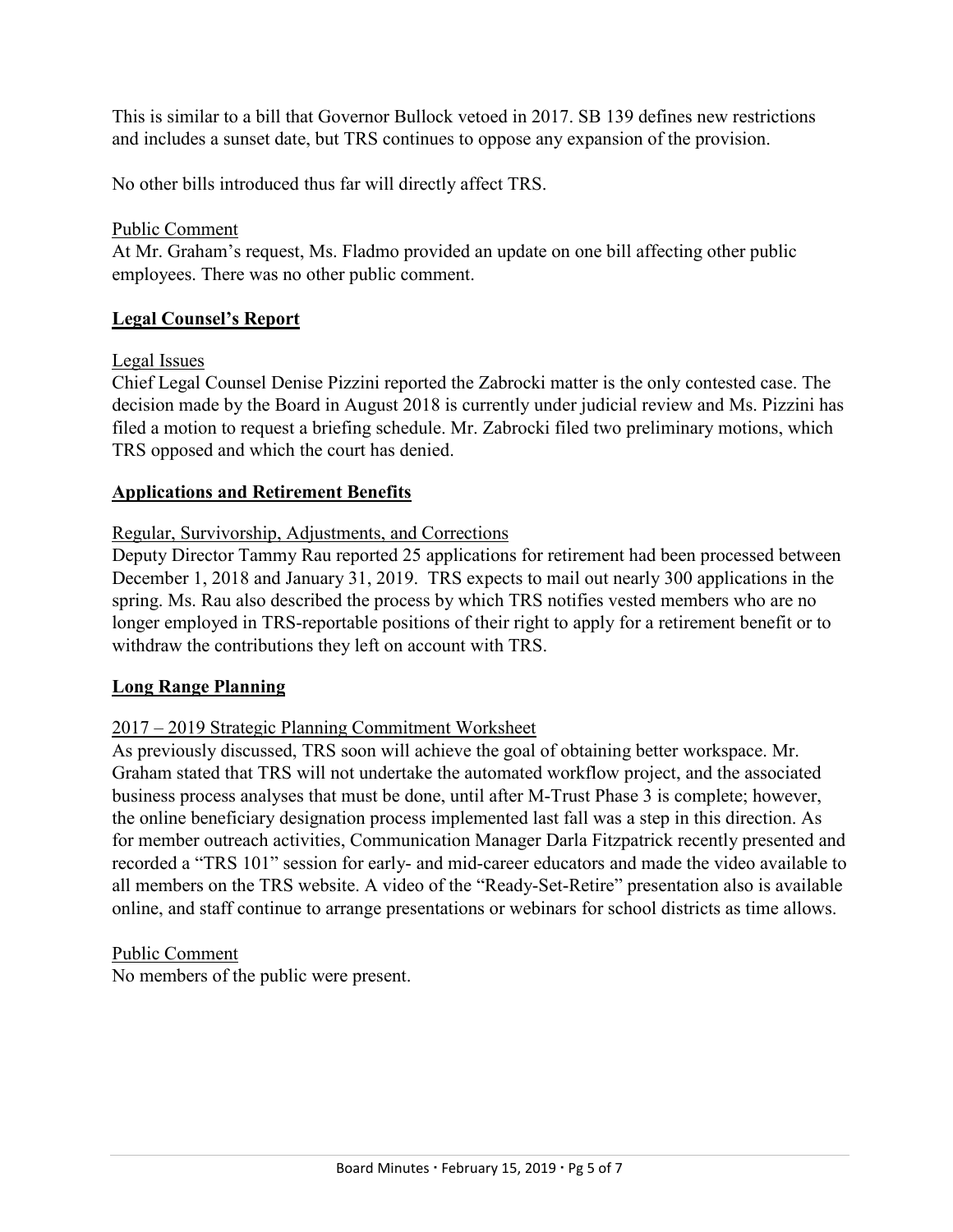This is similar to a bill that Governor Bullock vetoed in 2017. SB 139 defines new restrictions and includes a sunset date, but TRS continues to oppose any expansion of the provision.

No other bills introduced thus far will directly affect TRS.

Public Comment

At Mr. Graham's request, Ms. Fladmo provided an update on one bill affecting other public employees. There was no other public comment.

## Legal Counsel's Report

Legal Issues

Chief Legal Counsel Denise Pizzini reported the Zabrocki matter is the only contested case. The decision made by the Board in August 2018 is currently under judicial review and Ms. Pizzini has filed a motion to request a briefing schedule. Mr. Zabrocki filed two preliminary motions, which TRS opposed and which the court has denied.

## Applications and Retirement Benefits

Regular, Survivorship, Adjustments, and Corrections

Deputy Director Tammy Rau reported 25 applications for retirement had been processed between December 1, 2018 and January 31, 2019. TRS expects to mail out nearly 300 applications in the spring. Ms. Rau also described the process by which TRS notifies vested members who are no longer employed in TRS-reportable positions of their right to apply for a retirement benefit or to withdraw the contributions they left on account with TRS.

## Long Range Planning

2017 – 2019 Strategic Planning Commitment Worksheet

As previously discussed, TRS soon will achieve the goal of obtaining better workspace. Mr. Graham stated that TRS will not undertake the automated workflow project, and the associated business process analyses that must be done, until after M-Trust Phase 3 is complete; however, the online beneficiary designation process implemented last fall was a step in this direction. As for member outreach activities, Communication Manager Darla Fitzpatrick recently presented and recorded a "TRS 101" session for early- and mid-career educators and made the video available to all members on the TRS website. A video of the "Ready-Set-Retire" presentation also is available online, and staff continue to arrange presentations or webinars for school districts as time allows.

Public Comment

No members of the public were present.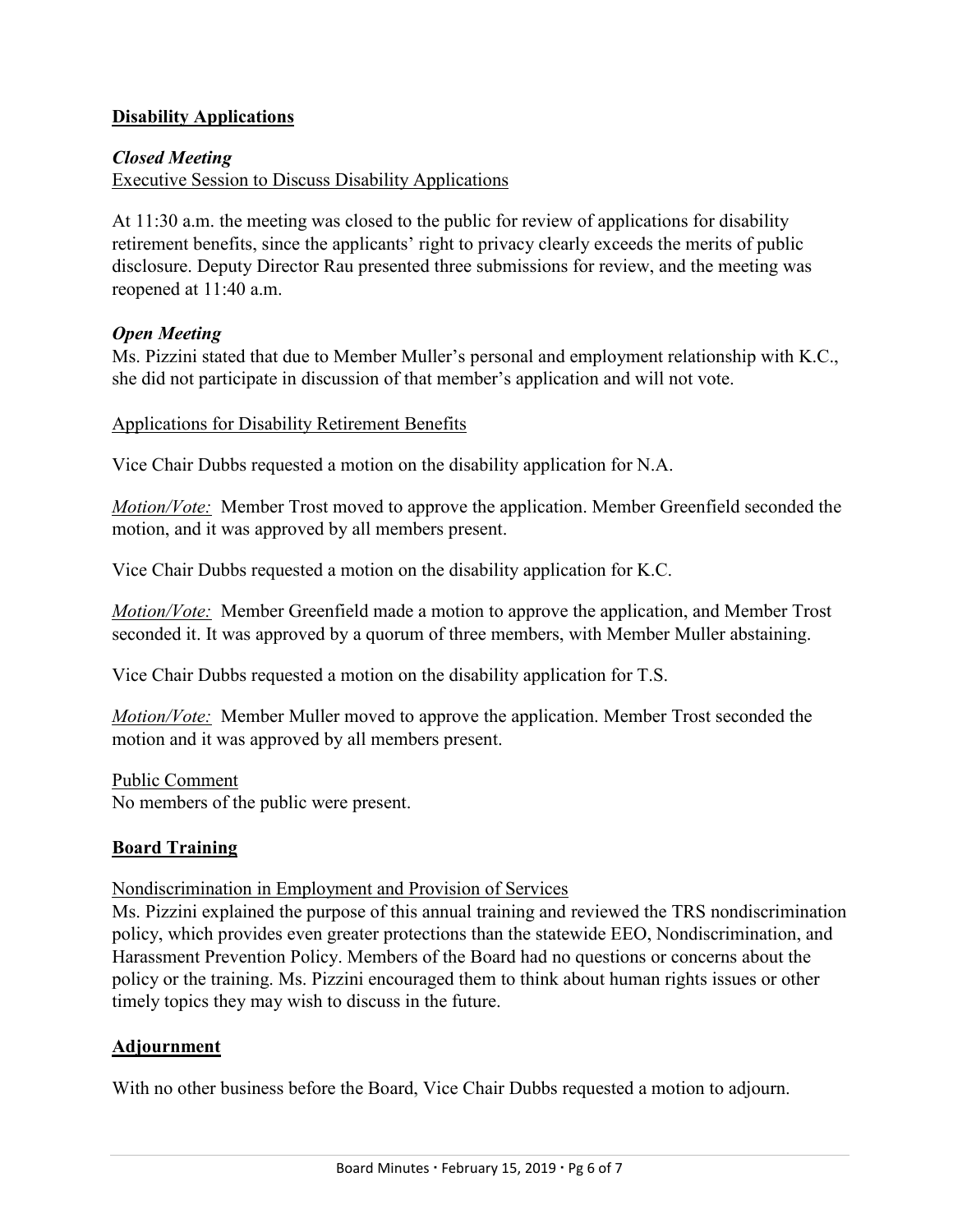## Disability Applications

***Closed Meeting***

Executive Session to Discuss Disability Applications

At 11:30 a.m. the meeting was closed to the public for review of applications for disability retirement benefits, since the applicants' right to privacy clearly exceeds the merits of public disclosure. Deputy Director Rau presented three submissions for review, and the meeting was reopened at 11:40 a.m.

***Open Meeting***

Ms. Pizzini stated that due to Member Muller's personal and employment relationship with K.C., she did not participate in discussion of that member's application and will not vote.

Applications for Disability Retirement Benefits

Vice Chair Dubbs requested a motion on the disability application for N.A.

*Motion/Vote:* Member Trost moved to approve the application. Member Greenfield seconded the motion, and it was approved by all members present.

Vice Chair Dubbs requested a motion on the disability application for K.C.

*Motion/Vote:* Member Greenfield made a motion to approve the application, and Member Trost seconded it. It was approved by a quorum of three members, with Member Muller abstaining.

Vice Chair Dubbs requested a motion on the disability application for T.S.

*Motion/Vote:* Member Muller moved to approve the application. Member Trost seconded the motion and it was approved by all members present.

Public Comment

No members of the public were present.

## Board Training

Nondiscrimination in Employment and Provision of Services

Ms. Pizzini explained the purpose of this annual training and reviewed the TRS nondiscrimination policy, which provides even greater protections than the statewide EEO, Nondiscrimination, and Harassment Prevention Policy. Members of the Board had no questions or concerns about the policy or the training. Ms. Pizzini encouraged them to think about human rights issues or other timely topics they may wish to discuss in the future.

## Adjournment

With no other business before the Board, Vice Chair Dubbs requested a motion to adjourn.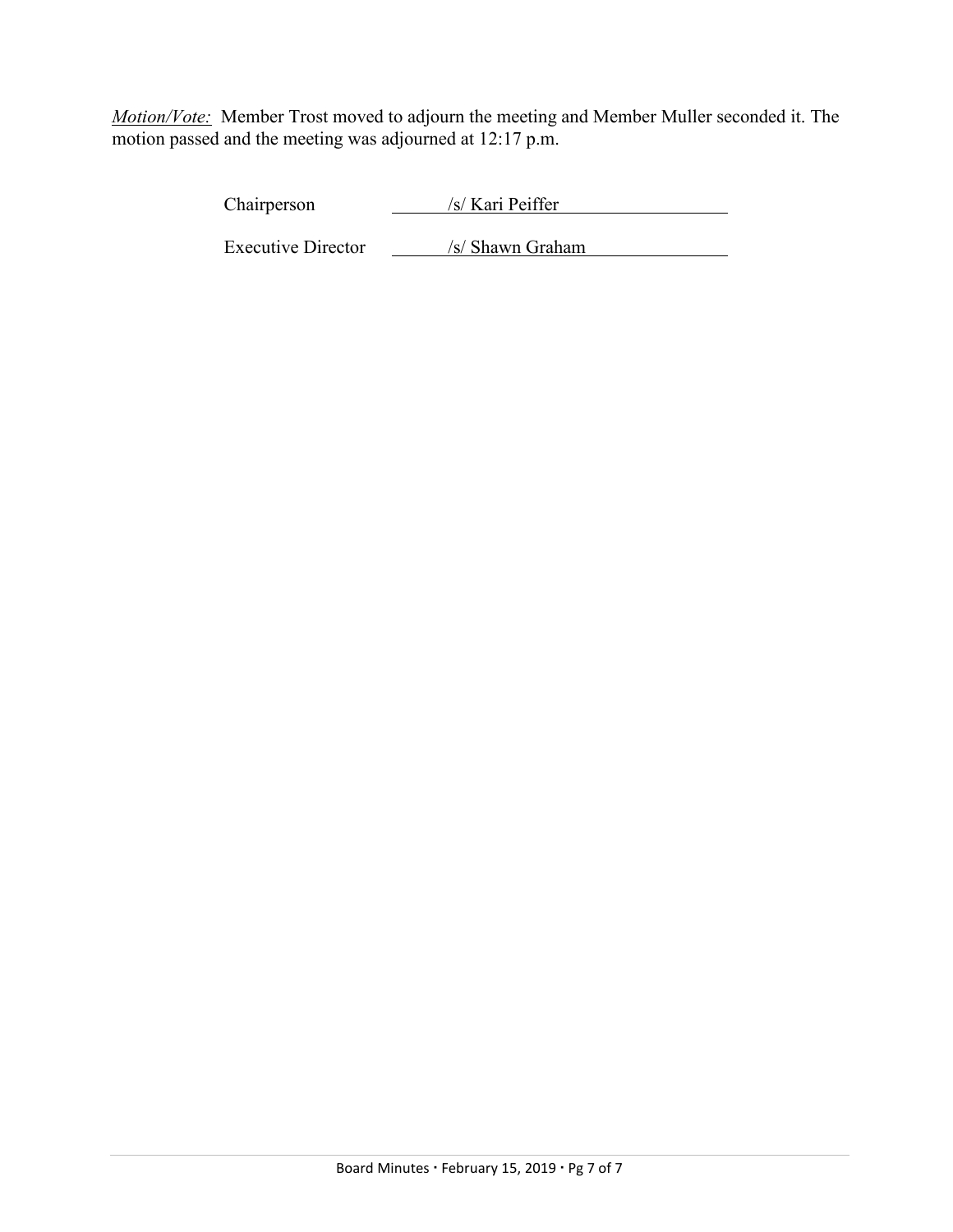*Motion/Vote:* Member Trost moved to adjourn the meeting and Member Muller seconded it. The motion passed and the meeting was adjourned at 12:17 p.m.

Chairperson /s/ Kari Peiffer

Executive Director /s/ Shawn Graham